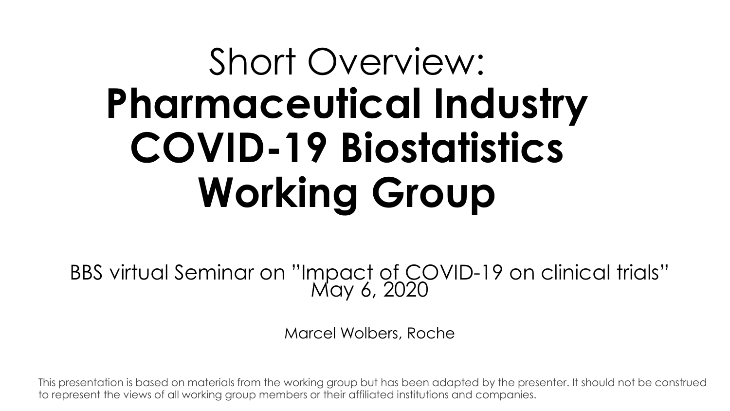# Short Overview: **Pharmaceutical Industry COVID-19 Biostatistics Working Group**

BBS virtual Seminar on "Impact of COVID-19 on clinical trials"
May 6, 2020

Marcel Wolbers, Roche

This presentation is based on materials from the working group but has been adapted by the presenter. It should not be construed to represent the views of all working group members or their affiliated institutions and companies.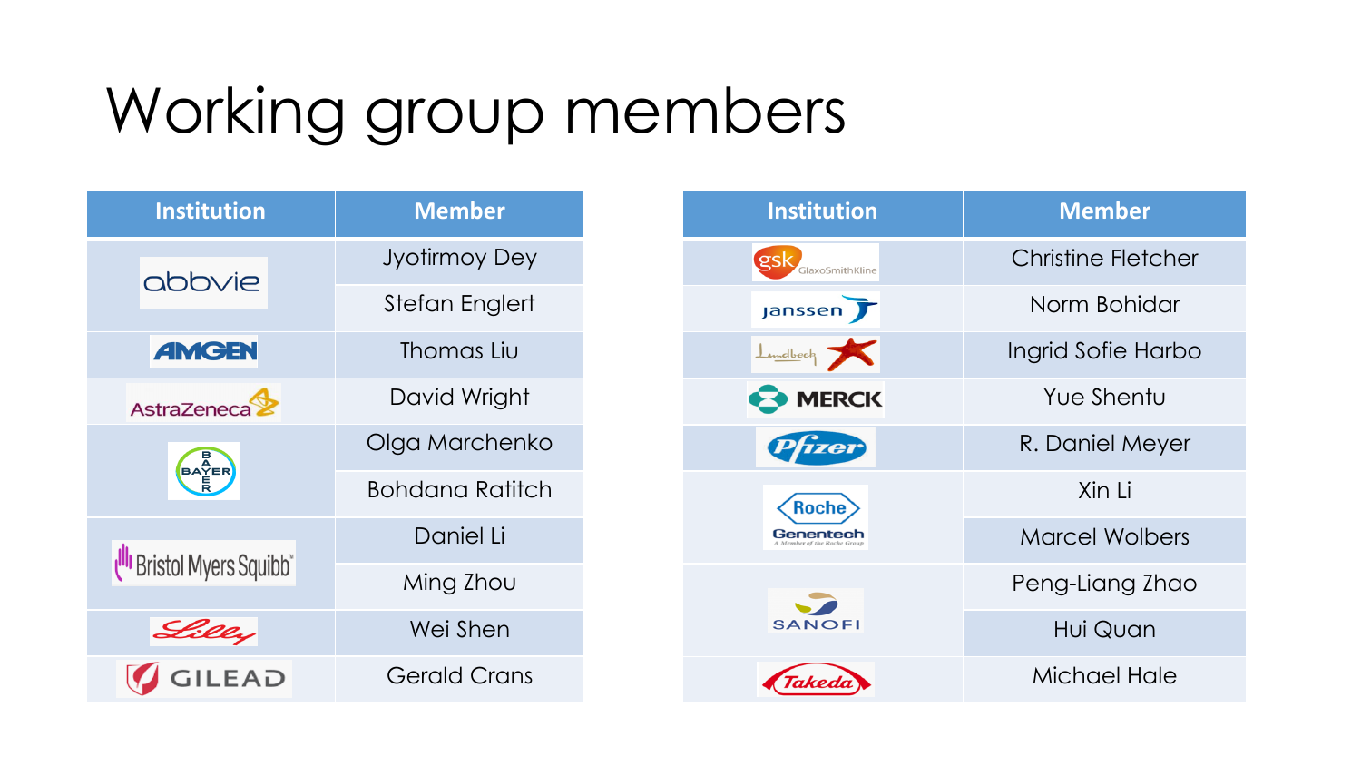# Working group members

| Institution | Member |
|---|---|
| abbvie | Jyotirmoy Dey |
| | Stefan Englert |
| AMGEN | Thomas Liu |
| AstraZeneca | David Wright |
| BAYER | Olga Marchenko |
| | Bohdana Ratitch |
| Bristol Myers Squibb | Daniel Li |
| | Ming Zhou |
| Lilly | Wei Shen |
| GILEAD | Gerald Crans |

| Institution | Member |
|---|---|
| gsk GlaxoSmithKline | Christine Fletcher |
| janssen | Norm Bohidar |
| Lundbeck | Ingrid Sofie Harbo |
| MERCK | Yue Shentu |
| Pfizer | R. Daniel Meyer |
| Roche Genentech | Xin Li |
| | Marcel Wolbers |
| SANOFI | Peng-Liang Zhao |
| | Hui Quan |
| Takeda | Michael Hale |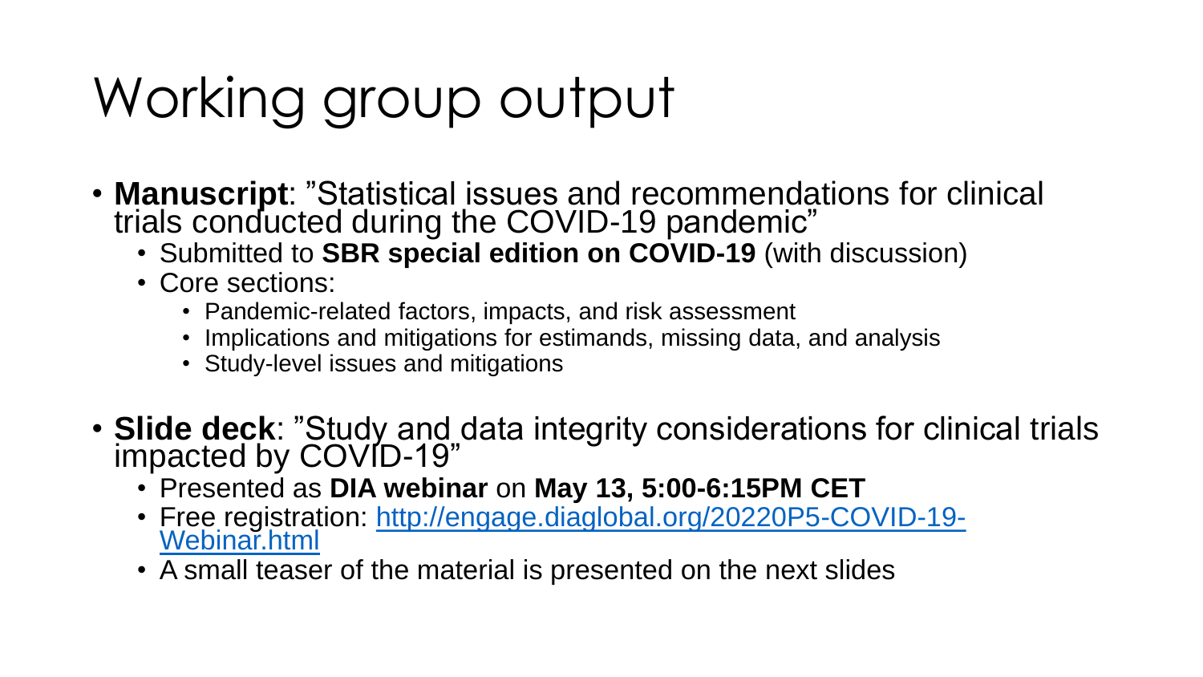# Working group output

- **Manuscript**: "Statistical issues and recommendations for clinical trials conducted during the COVID-19 pandemic"
  - Submitted to **SBR special edition on COVID-19** (with discussion)
  - Core sections:
    - Pandemic-related factors, impacts, and risk assessment
    - Implications and mitigations for estimands, missing data, and analysis
    - Study-level issues and mitigations
- **Slide deck**: "Study and data integrity considerations for clinical trials impacted by COVID-19"
  - Presented as **DIA webinar** on **May 13, 5:00-6:15PM CET**
  - Free registration: [http://engage.diaglobal.org/20220P5-COVID-19-Webinar.html](http://engage.diaglobal.org/20220P5-COVID-19-Webinar.html)
  - A small teaser of the material is presented on the next slides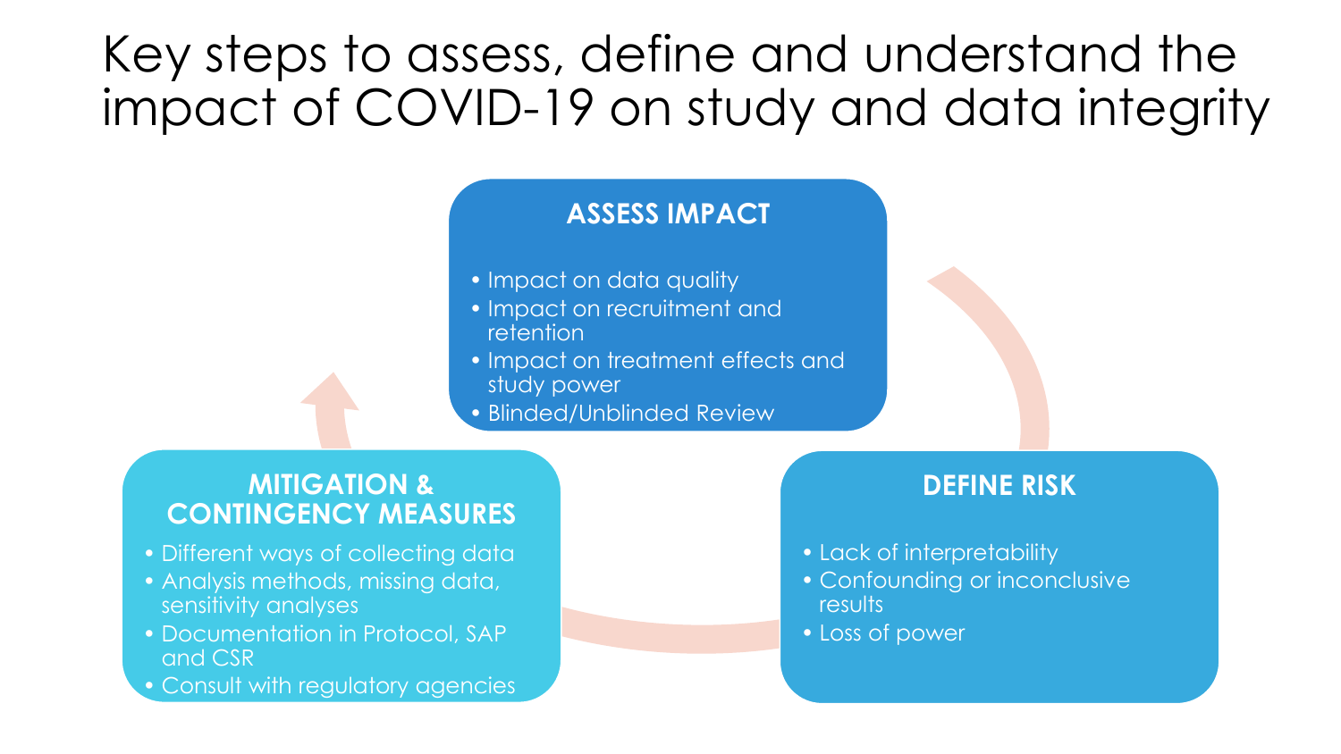# Key steps to assess, define and understand the impact of COVID-19 on study and data integrity

## ASSESS IMPACT

- Impact on data quality
- Impact on recruitment and retention
- Impact on treatment effects and study power
- Blinded/Unblinded Review

## DEFINE RISK

- Lack of interpretability
- Confounding or inconclusive results
- Loss of power

## MITIGATION & CONTINGENCY MEASURES

- Different ways of collecting data
- Analysis methods, missing data, sensitivity analyses
- Documentation in Protocol, SAP and CSR
- Consult with regulatory agencies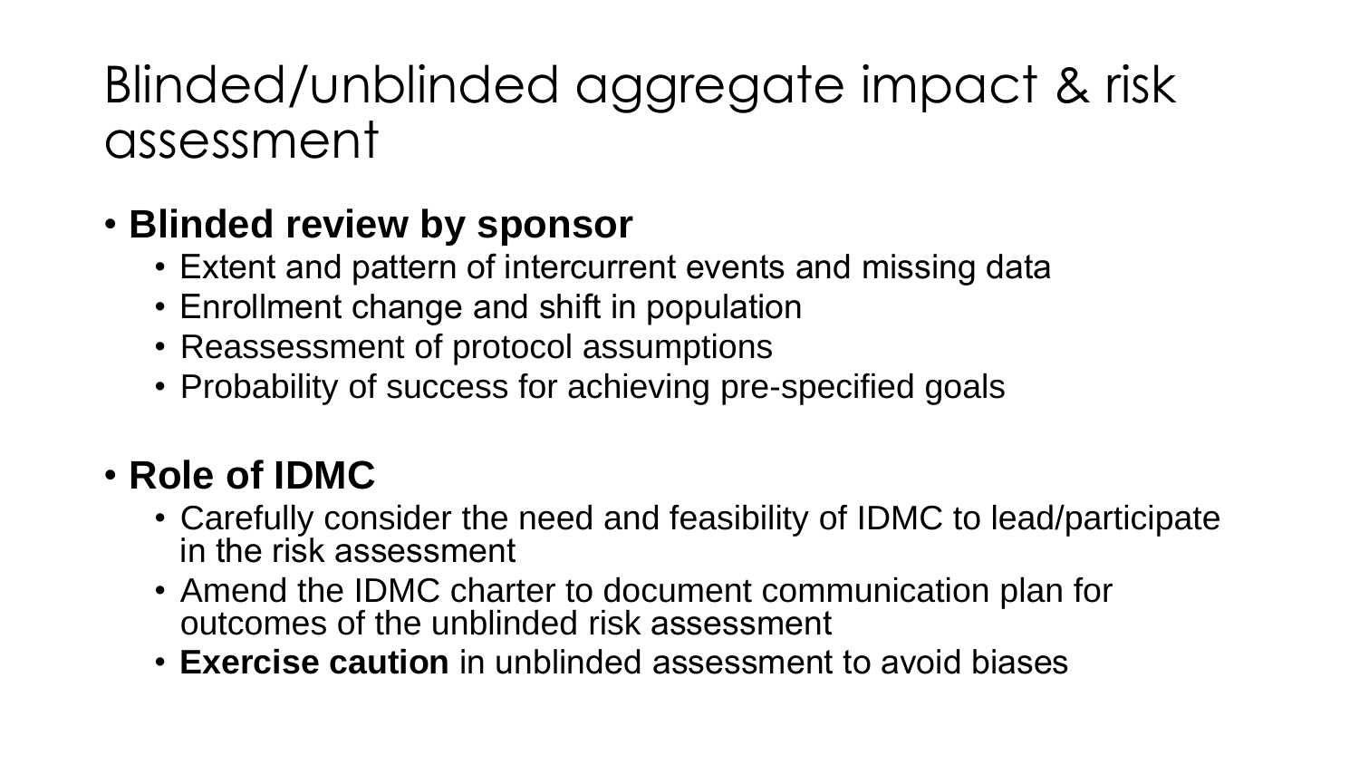# Blinded/unblinded aggregate impact & risk assessment

- **Blinded review by sponsor**
  - Extent and pattern of intercurrent events and missing data
  - Enrollment change and shift in population
  - Reassessment of protocol assumptions
  - Probability of success for achieving pre-specified goals

- **Role of IDMC**
  - Carefully consider the need and feasibility of IDMC to lead/participate in the risk assessment
  - Amend the IDMC charter to document communication plan for outcomes of the unblinded risk assessment
  - **Exercise caution** in unblinded assessment to avoid biases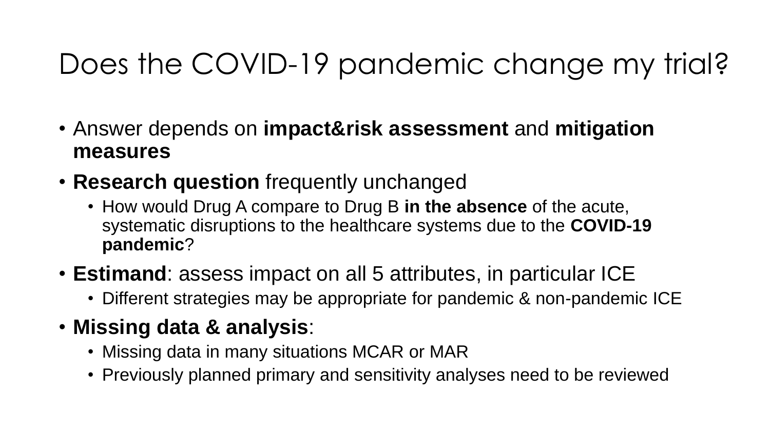# Does the COVID-19 pandemic change my trial?

- Answer depends on **impact&risk assessment** and **mitigation measures**
- **Research question** frequently unchanged
  - How would Drug A compare to Drug B **in the absence** of the acute, systematic disruptions to the healthcare systems due to the **COVID-19 pandemic**?
- **Estimand**: assess impact on all 5 attributes, in particular ICE
  - Different strategies may be appropriate for pandemic & non-pandemic ICE
- **Missing data & analysis**:
  - Missing data in many situations MCAR or MAR
  - Previously planned primary and sensitivity analyses need to be reviewed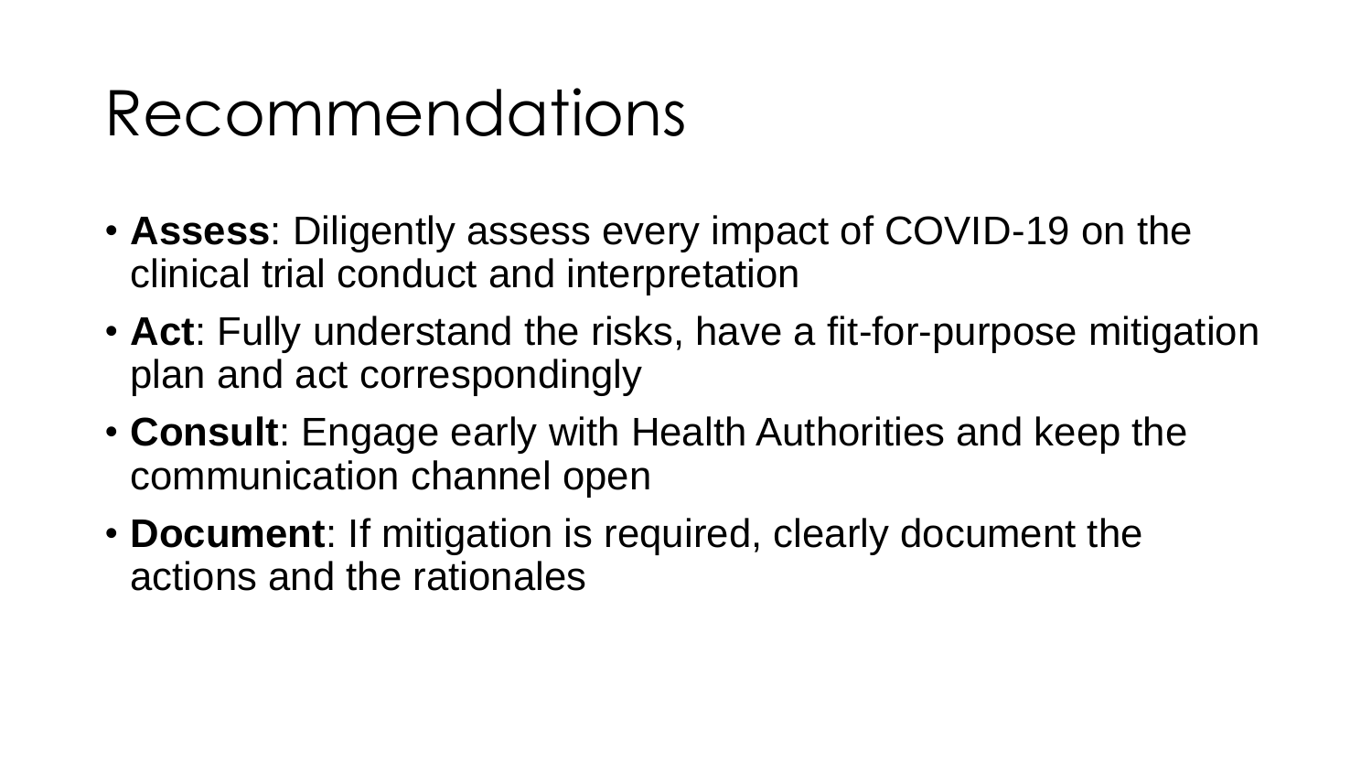# Recommendations

- **Assess**: Diligently assess every impact of COVID-19 on the clinical trial conduct and interpretation
- **Act**: Fully understand the risks, have a fit-for-purpose mitigation plan and act correspondingly
- **Consult**: Engage early with Health Authorities and keep the communication channel open
- **Document**: If mitigation is required, clearly document the actions and the rationales